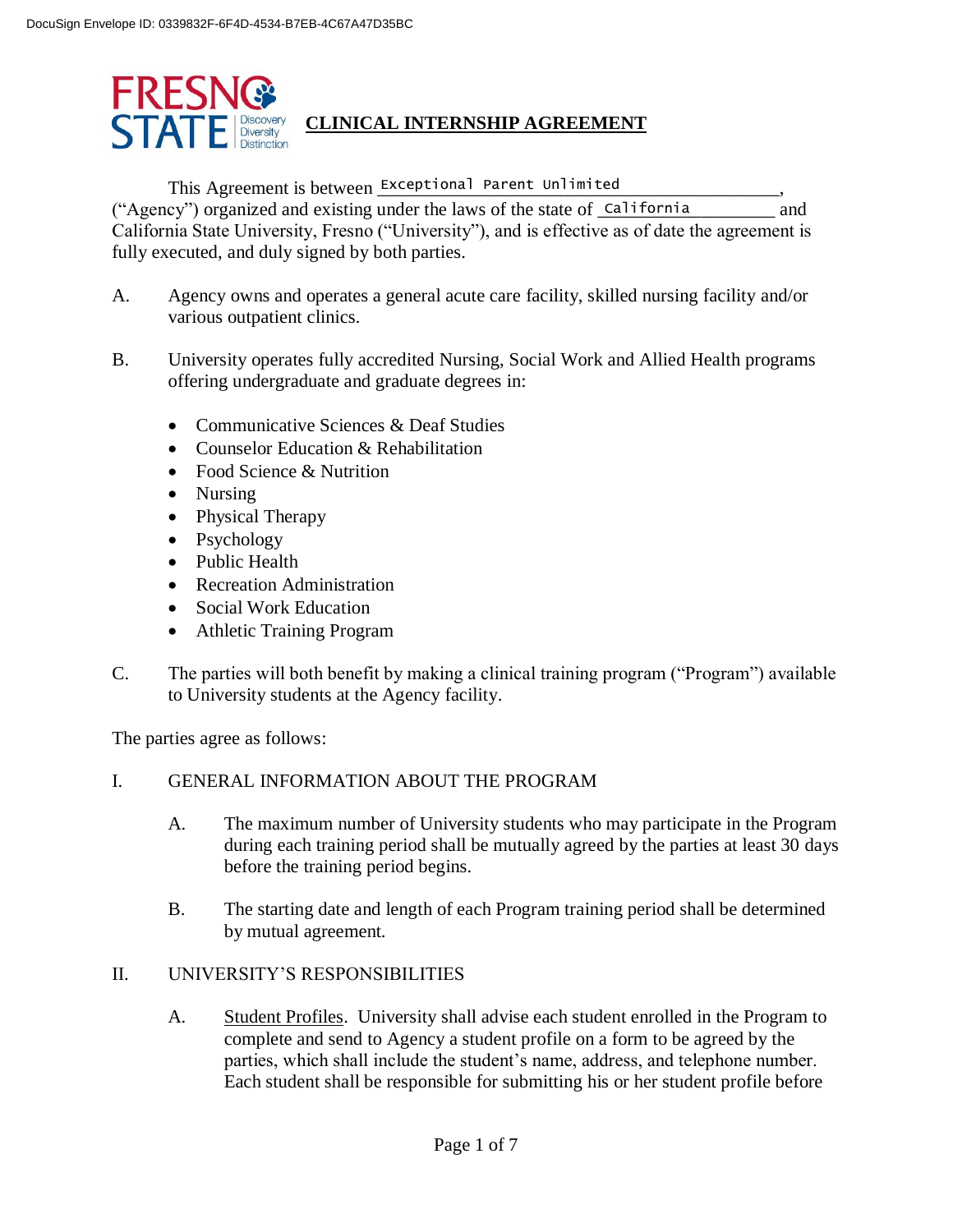# CLINICAL INTERNSHIP AGREEMENT

This Agreement is between Exceptional Parent Unlimited, ("Agency") organized and existing under the laws of the state of California and California State University, Fresno ("University"), and is effective as of date the agreement is fully executed, and duly signed by both parties.

A. Agency owns and operates a general acute care facility, skilled nursing facility and/or various outpatient clinics.

B. University operates fully accredited Nursing, Social Work and Allied Health programs offering undergraduate and graduate degrees in:

- Communicative Sciences & Deaf Studies
- Counselor Education & Rehabilitation
- Food Science & Nutrition
- Nursing
- Physical Therapy
- Psychology
- Public Health
- Recreation Administration
- Social Work Education
- Athletic Training Program

C. The parties will both benefit by making a clinical training program ("Program") available to University students at the Agency facility.

The parties agree as follows:

## I. GENERAL INFORMATION ABOUT THE PROGRAM

A. The maximum number of University students who may participate in the Program during each training period shall be mutually agreed by the parties at least 30 days before the training period begins.

B. The starting date and length of each Program training period shall be determined by mutual agreement.

## II. UNIVERSITY'S RESPONSIBILITIES

A. Student Profiles. University shall advise each student enrolled in the Program to complete and send to Agency a student profile on a form to be agreed by the parties, which shall include the student's name, address, and telephone number. Each student shall be responsible for submitting his or her student profile before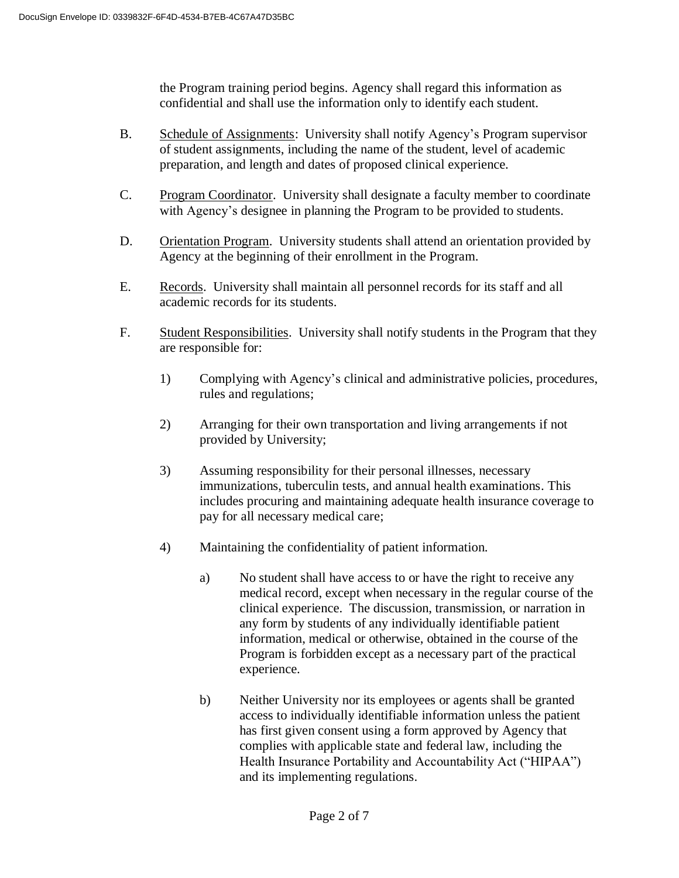the Program training period begins. Agency shall regard this information as confidential and shall use the information only to identify each student.

B. <u>Schedule of Assignments</u>: University shall notify Agency's Program supervisor of student assignments, including the name of the student, level of academic preparation, and length and dates of proposed clinical experience.

C. <u>Program Coordinator</u>. University shall designate a faculty member to coordinate with Agency's designee in planning the Program to be provided to students.

D. <u>Orientation Program</u>. University students shall attend an orientation provided by Agency at the beginning of their enrollment in the Program.

E. <u>Records</u>. University shall maintain all personnel records for its staff and all academic records for its students.

F. <u>Student Responsibilities</u>. University shall notify students in the Program that they are responsible for:

1) Complying with Agency's clinical and administrative policies, procedures, rules and regulations;

2) Arranging for their own transportation and living arrangements if not provided by University;

3) Assuming responsibility for their personal illnesses, necessary immunizations, tuberculin tests, and annual health examinations. This includes procuring and maintaining adequate health insurance coverage to pay for all necessary medical care;

4) Maintaining the confidentiality of patient information.

a) No student shall have access to or have the right to receive any medical record, except when necessary in the regular course of the clinical experience. The discussion, transmission, or narration in any form by students of any individually identifiable patient information, medical or otherwise, obtained in the course of the Program is forbidden except as a necessary part of the practical experience.

b) Neither University nor its employees or agents shall be granted access to individually identifiable information unless the patient has first given consent using a form approved by Agency that complies with applicable state and federal law, including the Health Insurance Portability and Accountability Act ("HIPAA") and its implementing regulations.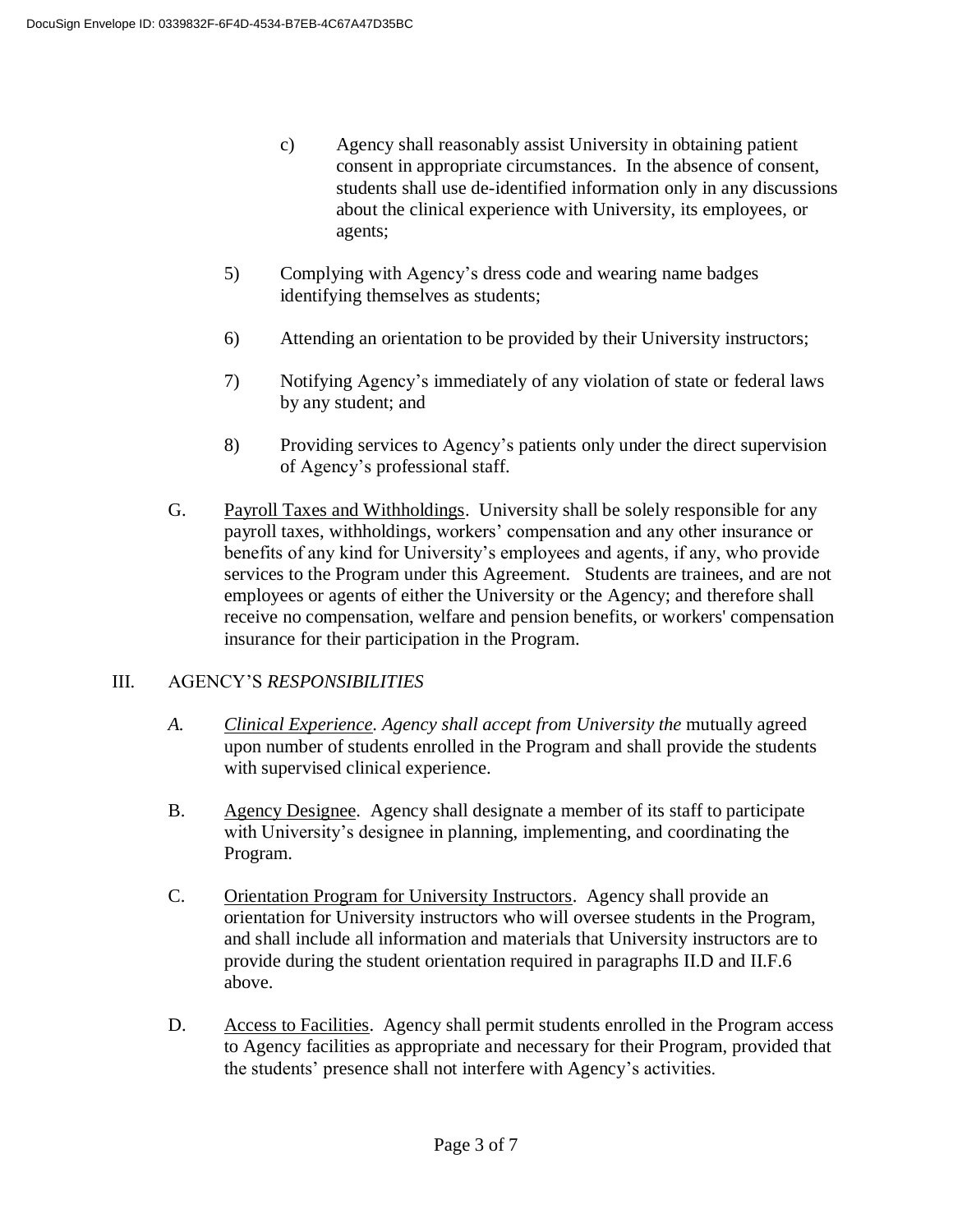c) Agency shall reasonably assist University in obtaining patient consent in appropriate circumstances. In the absence of consent, students shall use de-identified information only in any discussions about the clinical experience with University, its employees, or agents;

5) Complying with Agency's dress code and wearing name badges identifying themselves as students;

6) Attending an orientation to be provided by their University instructors;

7) Notifying Agency's immediately of any violation of state or federal laws by any student; and

8) Providing services to Agency's patients only under the direct supervision of Agency's professional staff.

G. Payroll Taxes and Withholdings. University shall be solely responsible for any payroll taxes, withholdings, workers' compensation and any other insurance or benefits of any kind for University's employees and agents, if any, who provide services to the Program under this Agreement. Students are trainees, and are not employees or agents of either the University or the Agency; and therefore shall receive no compensation, welfare and pension benefits, or workers' compensation insurance for their participation in the Program.

## III. AGENCY'S *RESPONSIBILITIES*

*A. Clinical Experience. Agency shall accept from University the* mutually agreed upon number of students enrolled in the Program and shall provide the students with supervised clinical experience.

B. Agency Designee. Agency shall designate a member of its staff to participate with University's designee in planning, implementing, and coordinating the Program.

C. Orientation Program for University Instructors. Agency shall provide an orientation for University instructors who will oversee students in the Program, and shall include all information and materials that University instructors are to provide during the student orientation required in paragraphs II.D and II.F.6 above.

D. Access to Facilities. Agency shall permit students enrolled in the Program access to Agency facilities as appropriate and necessary for their Program, provided that the students' presence shall not interfere with Agency's activities.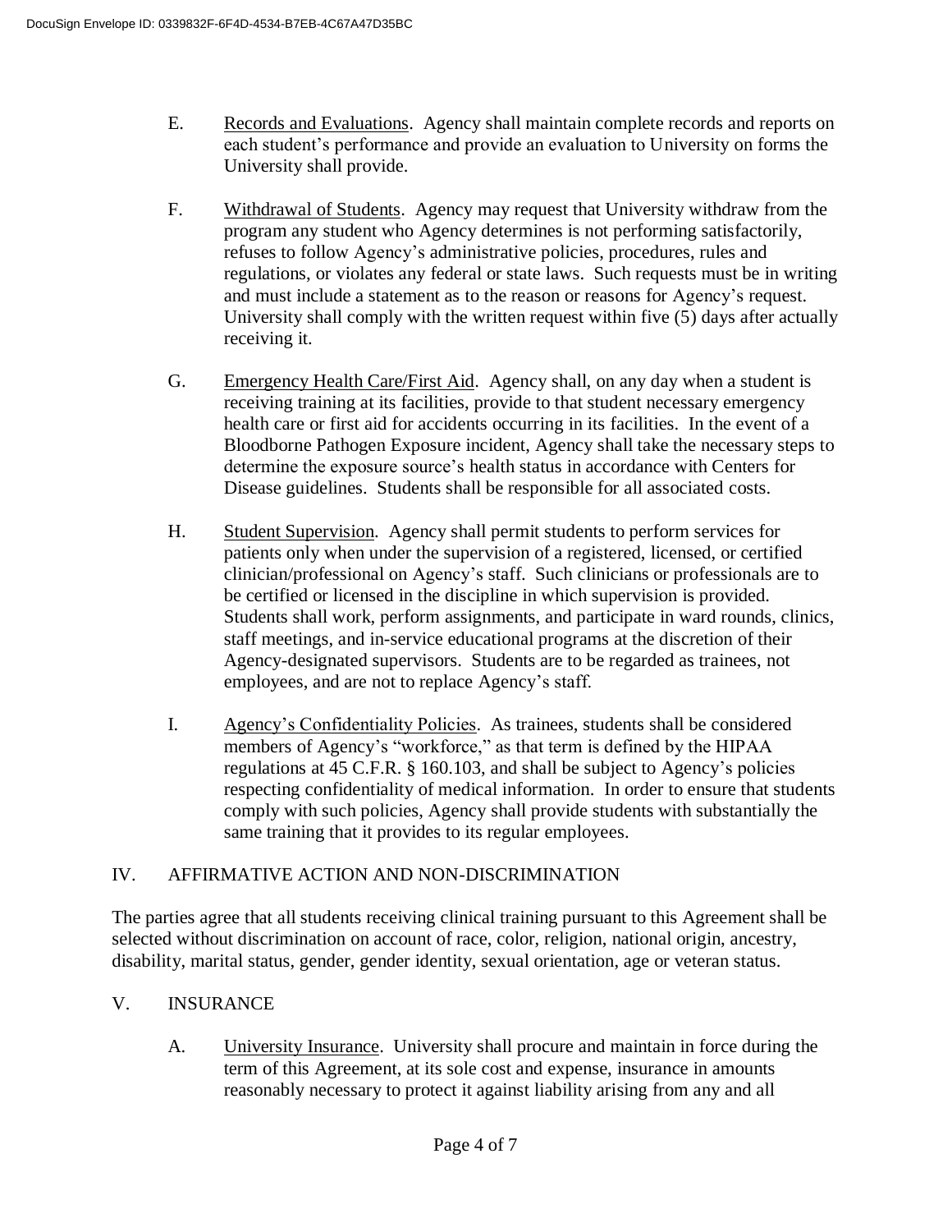E. Records and Evaluations. Agency shall maintain complete records and reports on each student's performance and provide an evaluation to University on forms the University shall provide.

F. Withdrawal of Students. Agency may request that University withdraw from the program any student who Agency determines is not performing satisfactorily, refuses to follow Agency's administrative policies, procedures, rules and regulations, or violates any federal or state laws. Such requests must be in writing and must include a statement as to the reason or reasons for Agency's request. University shall comply with the written request within five (5) days after actually receiving it.

G. Emergency Health Care/First Aid. Agency shall, on any day when a student is receiving training at its facilities, provide to that student necessary emergency health care or first aid for accidents occurring in its facilities. In the event of a Bloodborne Pathogen Exposure incident, Agency shall take the necessary steps to determine the exposure source's health status in accordance with Centers for Disease guidelines. Students shall be responsible for all associated costs.

H. Student Supervision. Agency shall permit students to perform services for patients only when under the supervision of a registered, licensed, or certified clinician/professional on Agency's staff. Such clinicians or professionals are to be certified or licensed in the discipline in which supervision is provided. Students shall work, perform assignments, and participate in ward rounds, clinics, staff meetings, and in-service educational programs at the discretion of their Agency-designated supervisors. Students are to be regarded as trainees, not employees, and are not to replace Agency's staff.

I. Agency's Confidentiality Policies. As trainees, students shall be considered members of Agency's "workforce," as that term is defined by the HIPAA regulations at 45 C.F.R. § 160.103, and shall be subject to Agency's policies respecting confidentiality of medical information. In order to ensure that students comply with such policies, Agency shall provide students with substantially the same training that it provides to its regular employees.

## IV. AFFIRMATIVE ACTION AND NON-DISCRIMINATION

The parties agree that all students receiving clinical training pursuant to this Agreement shall be selected without discrimination on account of race, color, religion, national origin, ancestry, disability, marital status, gender, gender identity, sexual orientation, age or veteran status.

## V. INSURANCE

A. University Insurance. University shall procure and maintain in force during the term of this Agreement, at its sole cost and expense, insurance in amounts reasonably necessary to protect it against liability arising from any and all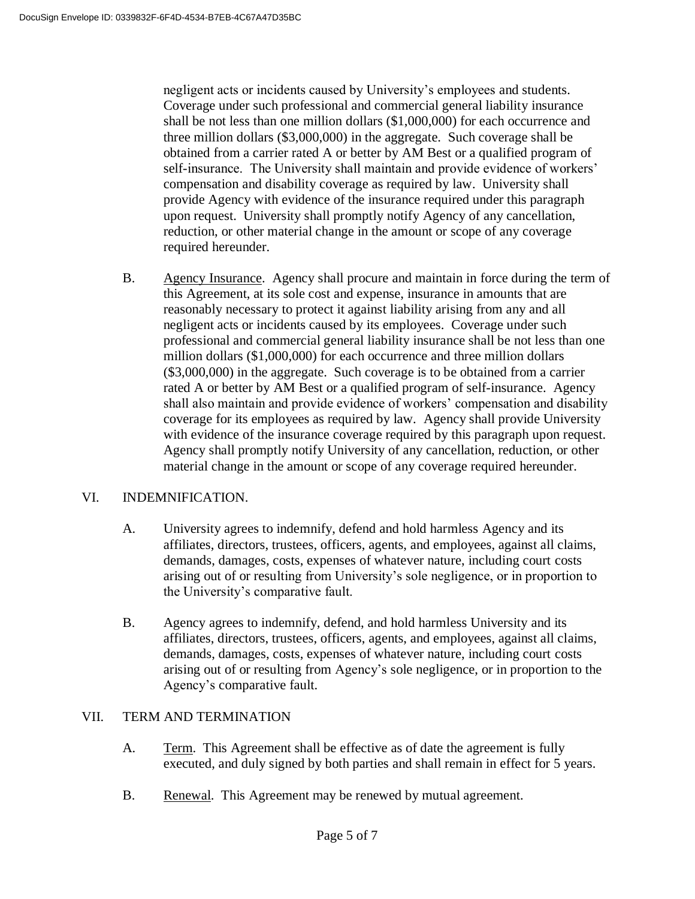negligent acts or incidents caused by University's employees and students. Coverage under such professional and commercial general liability insurance shall be not less than one million dollars ($1,000,000) for each occurrence and three million dollars ($3,000,000) in the aggregate. Such coverage shall be obtained from a carrier rated A or better by AM Best or a qualified program of self-insurance. The University shall maintain and provide evidence of workers' compensation and disability coverage as required by law. University shall provide Agency with evidence of the insurance required under this paragraph upon request. University shall promptly notify Agency of any cancellation, reduction, or other material change in the amount or scope of any coverage required hereunder.

B. Agency Insurance. Agency shall procure and maintain in force during the term of this Agreement, at its sole cost and expense, insurance in amounts that are reasonably necessary to protect it against liability arising from any and all negligent acts or incidents caused by its employees. Coverage under such professional and commercial general liability insurance shall be not less than one million dollars ($1,000,000) for each occurrence and three million dollars ($3,000,000) in the aggregate. Such coverage is to be obtained from a carrier rated A or better by AM Best or a qualified program of self-insurance. Agency shall also maintain and provide evidence of workers' compensation and disability coverage for its employees as required by law. Agency shall provide University with evidence of the insurance coverage required by this paragraph upon request. Agency shall promptly notify University of any cancellation, reduction, or other material change in the amount or scope of any coverage required hereunder.

## VI. INDEMNIFICATION.

A. University agrees to indemnify, defend and hold harmless Agency and its affiliates, directors, trustees, officers, agents, and employees, against all claims, demands, damages, costs, expenses of whatever nature, including court costs arising out of or resulting from University's sole negligence, or in proportion to the University's comparative fault.

B. Agency agrees to indemnify, defend, and hold harmless University and its affiliates, directors, trustees, officers, agents, and employees, against all claims, demands, damages, costs, expenses of whatever nature, including court costs arising out of or resulting from Agency's sole negligence, or in proportion to the Agency's comparative fault.

## VII. TERM AND TERMINATION

A. Term. This Agreement shall be effective as of date the agreement is fully executed, and duly signed by both parties and shall remain in effect for 5 years.

B. Renewal. This Agreement may be renewed by mutual agreement.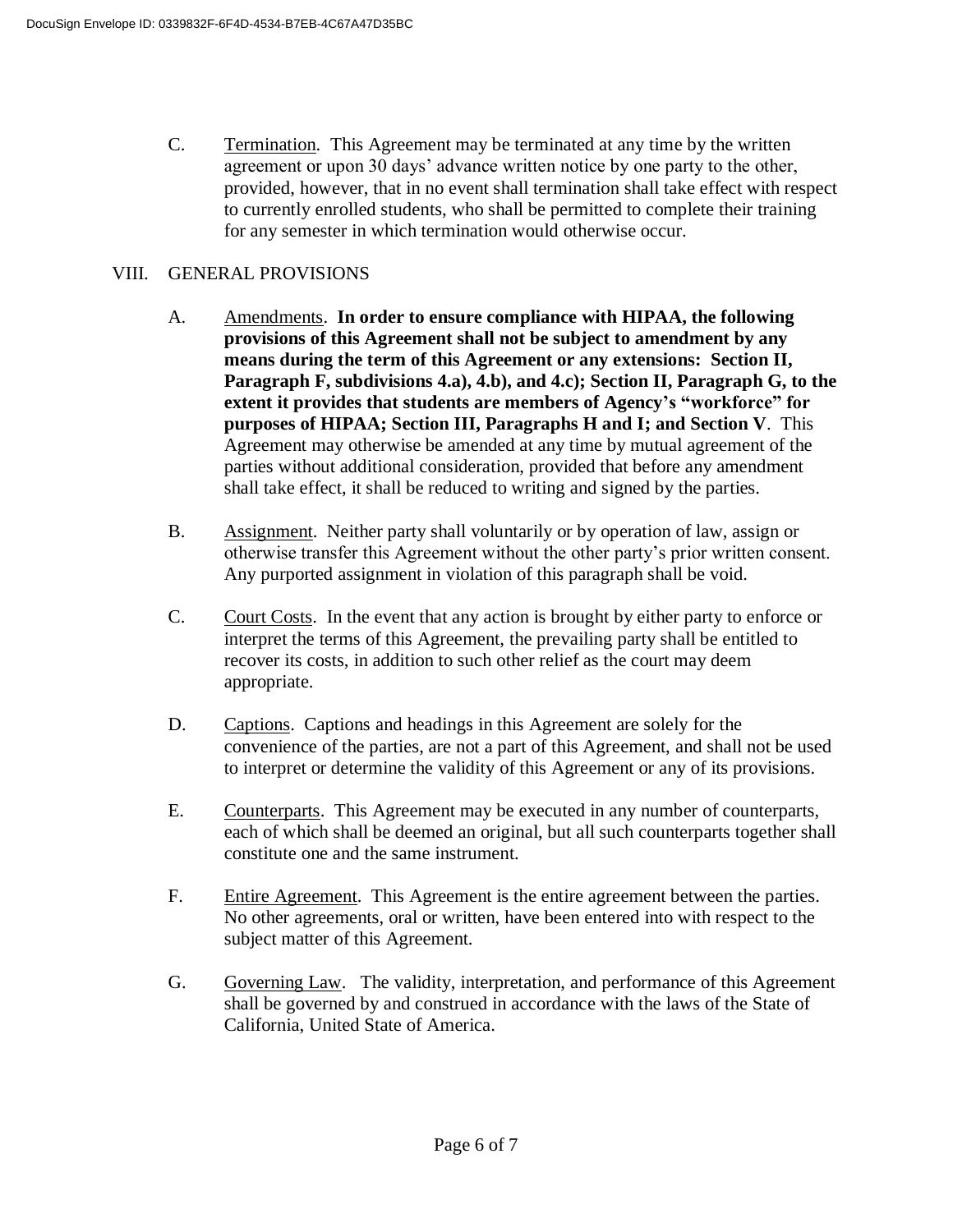C. Termination. This Agreement may be terminated at any time by the written agreement or upon 30 days' advance written notice by one party to the other, provided, however, that in no event shall termination shall take effect with respect to currently enrolled students, who shall be permitted to complete their training for any semester in which termination would otherwise occur.

## VIII. GENERAL PROVISIONS

A. Amendments. **In order to ensure compliance with HIPAA, the following provisions of this Agreement shall not be subject to amendment by any means during the term of this Agreement or any extensions: Section II, Paragraph F, subdivisions 4.a), 4.b), and 4.c); Section II, Paragraph G, to the extent it provides that students are members of Agency's "workforce" for purposes of HIPAA; Section III, Paragraphs H and I; and Section V**. This Agreement may otherwise be amended at any time by mutual agreement of the parties without additional consideration, provided that before any amendment shall take effect, it shall be reduced to writing and signed by the parties.

B. Assignment. Neither party shall voluntarily or by operation of law, assign or otherwise transfer this Agreement without the other party's prior written consent. Any purported assignment in violation of this paragraph shall be void.

C. Court Costs. In the event that any action is brought by either party to enforce or interpret the terms of this Agreement, the prevailing party shall be entitled to recover its costs, in addition to such other relief as the court may deem appropriate.

D. Captions. Captions and headings in this Agreement are solely for the convenience of the parties, are not a part of this Agreement, and shall not be used to interpret or determine the validity of this Agreement or any of its provisions.

E. Counterparts. This Agreement may be executed in any number of counterparts, each of which shall be deemed an original, but all such counterparts together shall constitute one and the same instrument.

F. Entire Agreement. This Agreement is the entire agreement between the parties. No other agreements, oral or written, have been entered into with respect to the subject matter of this Agreement.

G. Governing Law. The validity, interpretation, and performance of this Agreement shall be governed by and construed in accordance with the laws of the State of California, United State of America.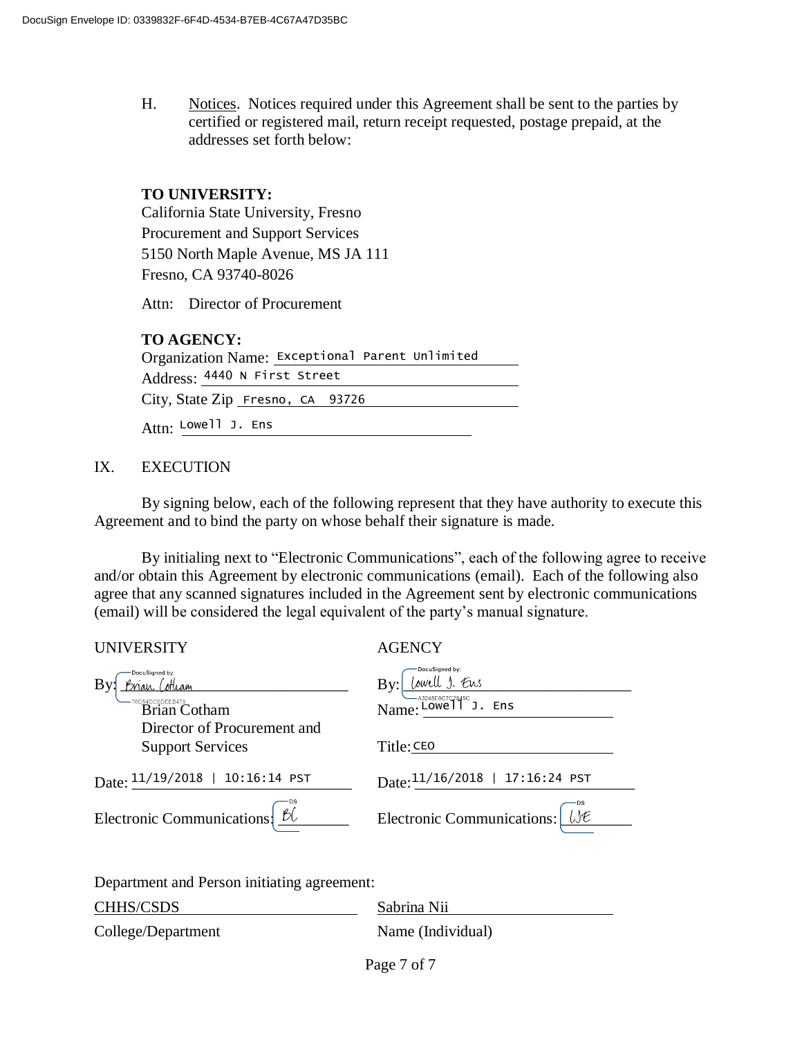H. Notices. Notices required under this Agreement shall be sent to the parties by certified or registered mail, return receipt requested, postage prepaid, at the addresses set forth below:

**TO UNIVERSITY:**
California State University, Fresno
Procurement and Support Services
5150 North Maple Avenue, MS JA 111
Fresno, CA 93740-8026

Attn: Director of Procurement

**TO AGENCY:**
Organization Name: Exceptional Parent Unlimited
Address: 4440 N First Street
City, State Zip Fresno, CA 93726
Attn: Lowell J. Ens

IX. EXECUTION

By signing below, each of the following represent that they have authority to execute this Agreement and to bind the party on whose behalf their signature is made.

By initialing next to "Electronic Communications", each of the following agree to receive and/or obtain this Agreement by electronic communications (email). Each of the following also agree that any scanned signatures included in the Agreement sent by electronic communications (email) will be considered the legal equivalent of the party's manual signature.

UNIVERSITY

By: Brian Cotham
Brian Cotham
Director of Procurement and Support Services

Date: 11/19/2018 | 10:16:14 PST

Electronic Communications: BC

AGENCY

By: Lowell J. Ens
Name: Lowell J. Ens

Title: CEO

Date: 11/16/2018 | 17:16:24 PST

Electronic Communications: LJE

Department and Person initiating agreement:

CHHS/CSDS
College/Department

Sabrina Nii
Name (Individual)